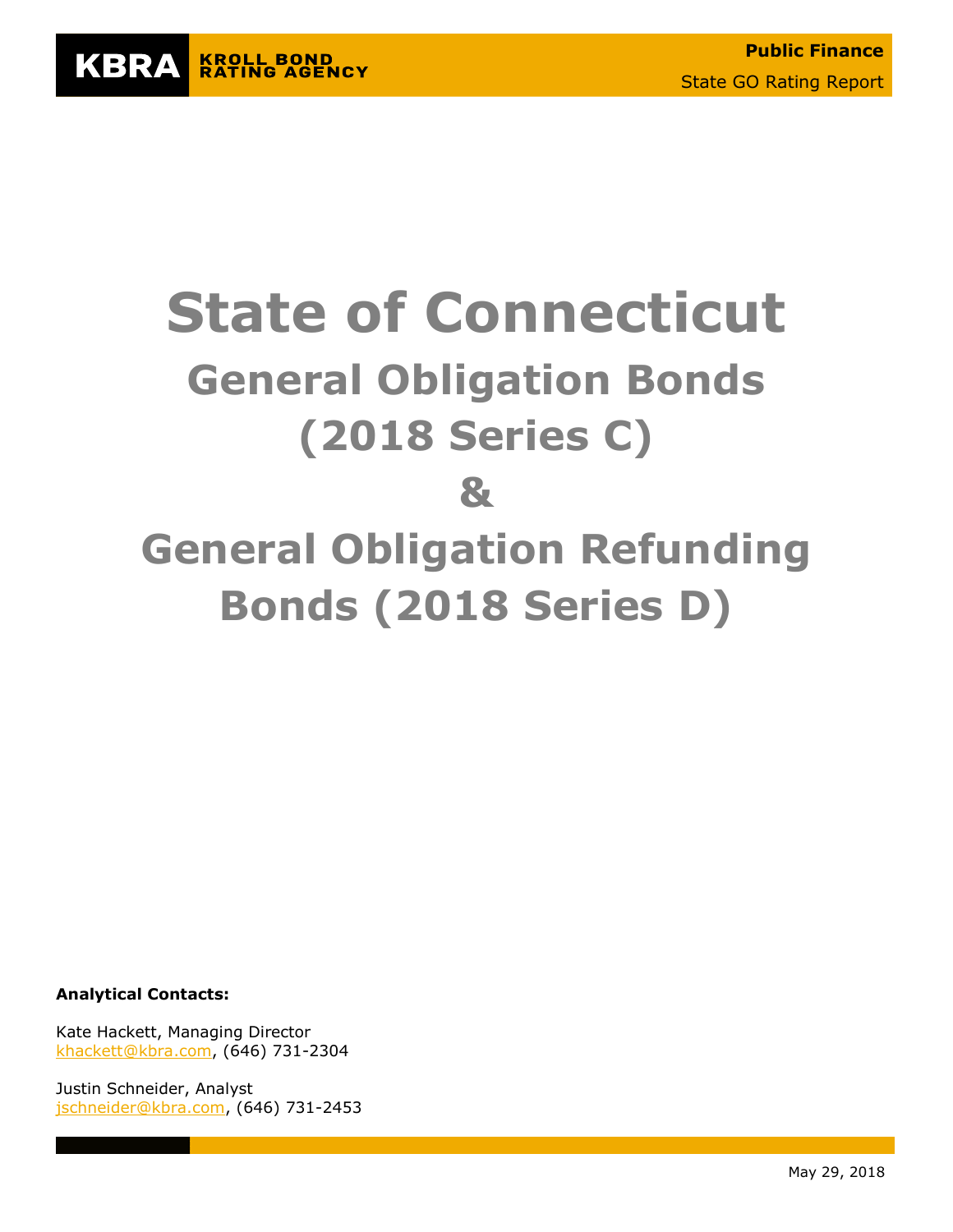KBRA KROLL BOND RATING AGENCY

**Public Finance**

State GO Rating Report

# State of Connecticut

## General Obligation Bonds (2018 Series C)

## &

## General Obligation Refunding Bonds (2018 Series D)

**Analytical Contacts:**

Kate Hackett, Managing Director
khackett@kbra.com, (646) 731-2304

Justin Schneider, Analyst
jschneider@kbra.com, (646) 731-2453

May 29, 2018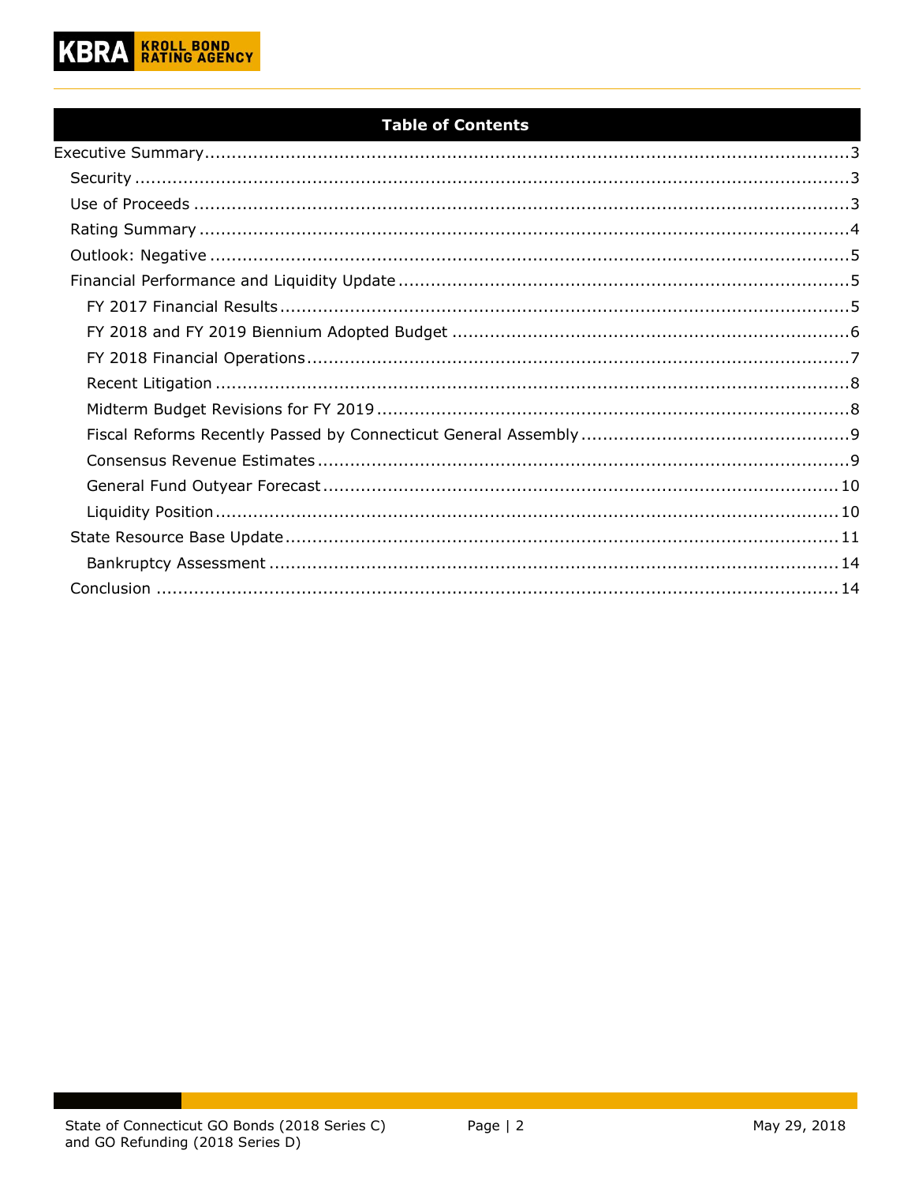## Table of Contents

- Executive Summary ....................................................... 3
  - Security ....................................................... 3
  - Use of Proceeds ....................................................... 3
  - Rating Summary ....................................................... 4
  - Outlook: Negative ....................................................... 5
  - Financial Performance and Liquidity Update ....................................................... 5
    - FY 2017 Financial Results ....................................................... 5
    - FY 2018 and FY 2019 Biennium Adopted Budget ....................................................... 6
    - FY 2018 Financial Operations ....................................................... 7
    - Recent Litigation ....................................................... 8
    - Midterm Budget Revisions for FY 2019 ....................................................... 8
    - Fiscal Reforms Recently Passed by Connecticut General Assembly ....................................................... 9
    - Consensus Revenue Estimates ....................................................... 9
    - General Fund Outyear Forecast ....................................................... 10
    - Liquidity Position ....................................................... 10
  - State Resource Base Update ....................................................... 11
    - Bankruptcy Assessment ....................................................... 14
  - Conclusion ....................................................... 14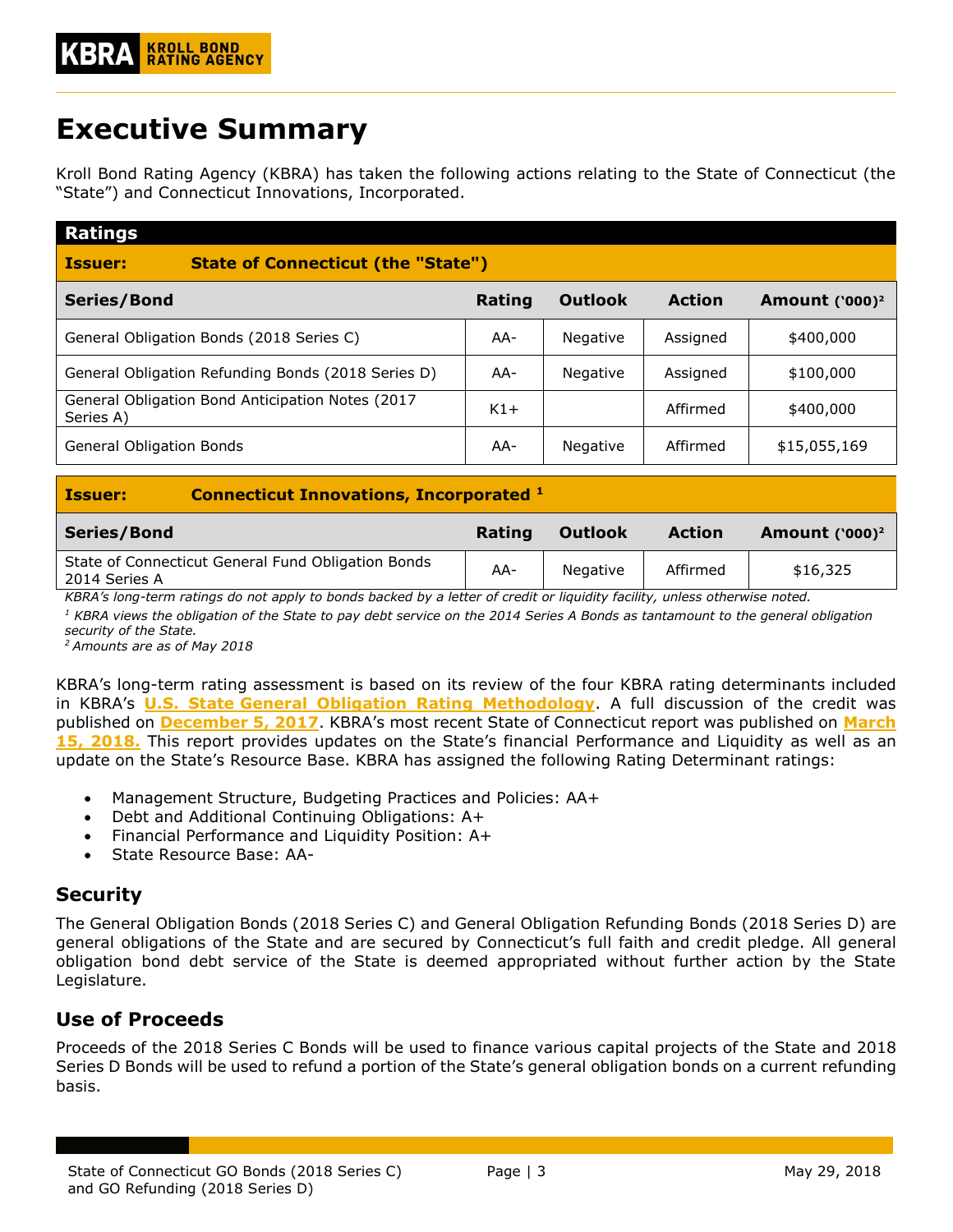# Executive Summary

Kroll Bond Rating Agency (KBRA) has taken the following actions relating to the State of Connecticut (the "State") and Connecticut Innovations, Incorporated.

**Ratings**

**Issuer: State of Connecticut (the "State")**

| Series/Bond | Rating | Outlook | Action | Amount ('000)[2] |
|---|---|---|---|---|
| General Obligation Bonds (2018 Series C) | AA- | Negative | Assigned | $400,000 |
| General Obligation Refunding Bonds (2018 Series D) | AA- | Negative | Assigned | $100,000 |
| General Obligation Bond Anticipation Notes (2017 Series A) | K1+ | | Affirmed | $400,000 |
| General Obligation Bonds | AA- | Negative | Affirmed | $15,055,169 |

**Issuer: Connecticut Innovations, Incorporated [1]**

| Series/Bond | Rating | Outlook | Action | Amount ('000)[2] |
|---|---|---|---|---|
| State of Connecticut General Fund Obligation Bonds 2014 Series A | AA- | Negative | Affirmed | $16,325 |

*KBRA's long-term ratings do not apply to bonds backed by a letter of credit or liquidity facility, unless otherwise noted.*

*[1] KBRA views the obligation of the State to pay debt service on the 2014 Series A Bonds as tantamount to the general obligation security of the State.*

*[2] Amounts are as of May 2018*

KBRA's long-term rating assessment is based on its review of the four KBRA rating determinants included in KBRA's **U.S. State General Obligation Rating Methodology**. A full discussion of the credit was published on **December 5, 2017**. KBRA's most recent State of Connecticut report was published on **March 15, 2018.** This report provides updates on the State's financial Performance and Liquidity as well as an update on the State's Resource Base. KBRA has assigned the following Rating Determinant ratings:

- Management Structure, Budgeting Practices and Policies: AA+
- Debt and Additional Continuing Obligations: A+
- Financial Performance and Liquidity Position: A+
- State Resource Base: AA-

## Security

The General Obligation Bonds (2018 Series C) and General Obligation Refunding Bonds (2018 Series D) are general obligations of the State and are secured by Connecticut's full faith and credit pledge. All general obligation bond debt service of the State is deemed appropriated without further action by the State Legislature.

## Use of Proceeds

Proceeds of the 2018 Series C Bonds will be used to finance various capital projects of the State and 2018 Series D Bonds will be used to refund a portion of the State's general obligation bonds on a current refunding basis.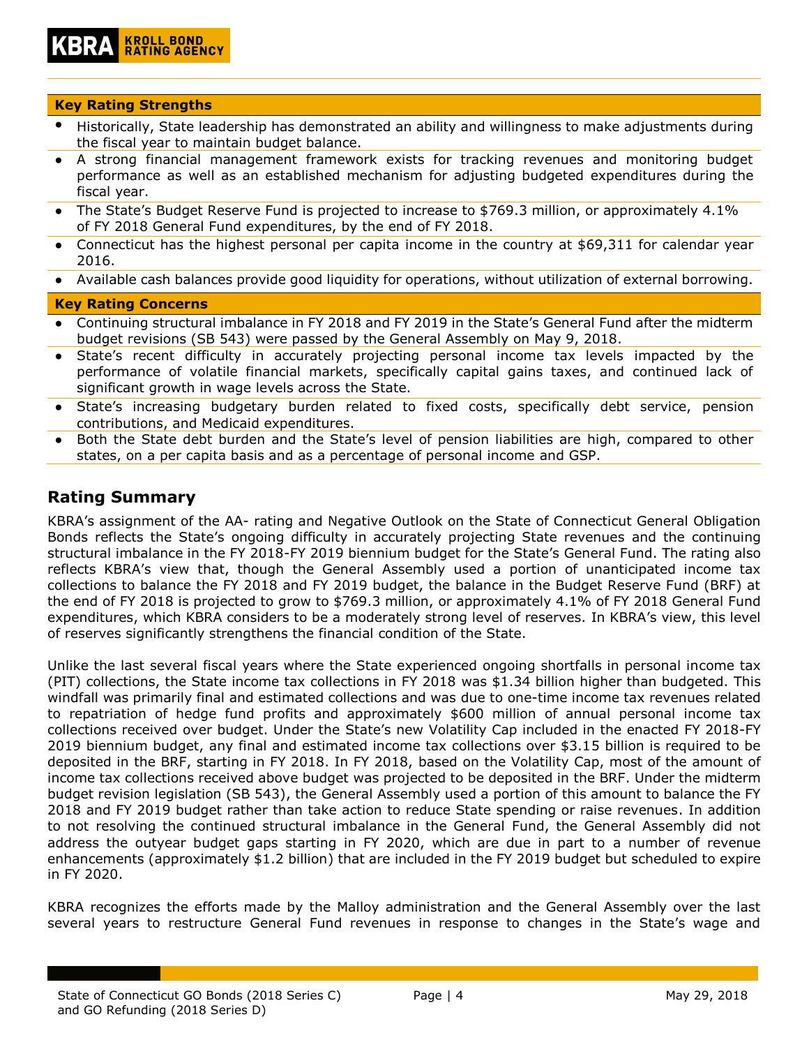**Key Rating Strengths**

- Historically, State leadership has demonstrated an ability and willingness to make adjustments during the fiscal year to maintain budget balance.
- A strong financial management framework exists for tracking revenues and monitoring budget performance as well as an established mechanism for adjusting budgeted expenditures during the fiscal year.
- The State's Budget Reserve Fund is projected to increase to $769.3 million, or approximately 4.1% of FY 2018 General Fund expenditures, by the end of FY 2018.
- Connecticut has the highest personal per capita income in the country at $69,311 for calendar year 2016.
- Available cash balances provide good liquidity for operations, without utilization of external borrowing.

**Key Rating Concerns**

- Continuing structural imbalance in FY 2018 and FY 2019 in the State's General Fund after the midterm budget revisions (SB 543) were passed by the General Assembly on May 9, 2018.
- State's recent difficulty in accurately projecting personal income tax levels impacted by the performance of volatile financial markets, specifically capital gains taxes, and continued lack of significant growth in wage levels across the State.
- State's increasing budgetary burden related to fixed costs, specifically debt service, pension contributions, and Medicaid expenditures.
- Both the State debt burden and the State's level of pension liabilities are high, compared to other states, on a per capita basis and as a percentage of personal income and GSP.

## Rating Summary

KBRA's assignment of the AA- rating and Negative Outlook on the State of Connecticut General Obligation Bonds reflects the State's ongoing difficulty in accurately projecting State revenues and the continuing structural imbalance in the FY 2018-FY 2019 biennium budget for the State's General Fund. The rating also reflects KBRA's view that, though the General Assembly used a portion of unanticipated income tax collections to balance the FY 2018 and FY 2019 budget, the balance in the Budget Reserve Fund (BRF) at the end of FY 2018 is projected to grow to $769.3 million, or approximately 4.1% of FY 2018 General Fund expenditures, which KBRA considers to be a moderately strong level of reserves. In KBRA's view, this level of reserves significantly strengthens the financial condition of the State.

Unlike the last several fiscal years where the State experienced ongoing shortfalls in personal income tax (PIT) collections, the State income tax collections in FY 2018 was $1.34 billion higher than budgeted. This windfall was primarily final and estimated collections and was due to one-time income tax revenues related to repatriation of hedge fund profits and approximately $600 million of annual personal income tax collections received over budget. Under the State's new Volatility Cap included in the enacted FY 2018-FY 2019 biennium budget, any final and estimated income tax collections over $3.15 billion is required to be deposited in the BRF, starting in FY 2018. In FY 2018, based on the Volatility Cap, most of the amount of income tax collections received above budget was projected to be deposited in the BRF. Under the midterm budget revision legislation (SB 543), the General Assembly used a portion of this amount to balance the FY 2018 and FY 2019 budget rather than take action to reduce State spending or raise revenues. In addition to not resolving the continued structural imbalance in the General Fund, the General Assembly did not address the outyear budget gaps starting in FY 2020, which are due in part to a number of revenue enhancements (approximately $1.2 billion) that are included in the FY 2019 budget but scheduled to expire in FY 2020.

KBRA recognizes the efforts made by the Malloy administration and the General Assembly over the last several years to restructure General Fund revenues in response to changes in the State's wage and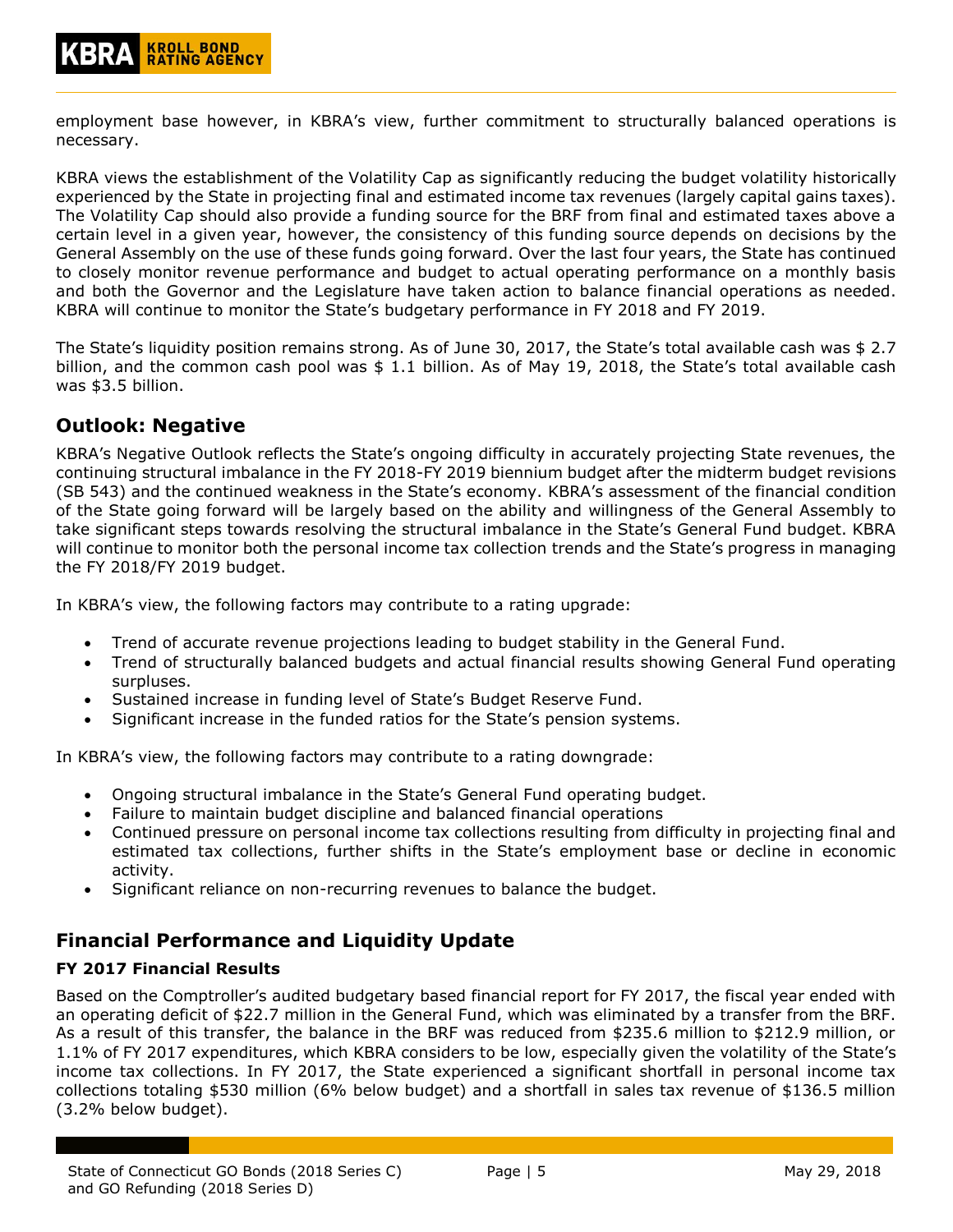employment base however, in KBRA's view, further commitment to structurally balanced operations is necessary.

KBRA views the establishment of the Volatility Cap as significantly reducing the budget volatility historically experienced by the State in projecting final and estimated income tax revenues (largely capital gains taxes). The Volatility Cap should also provide a funding source for the BRF from final and estimated taxes above a certain level in a given year, however, the consistency of this funding source depends on decisions by the General Assembly on the use of these funds going forward. Over the last four years, the State has continued to closely monitor revenue performance and budget to actual operating performance on a monthly basis and both the Governor and the Legislature have taken action to balance financial operations as needed. KBRA will continue to monitor the State's budgetary performance in FY 2018 and FY 2019.

The State's liquidity position remains strong. As of June 30, 2017, the State's total available cash was $ 2.7 billion, and the common cash pool was $ 1.1 billion. As of May 19, 2018, the State's total available cash was $3.5 billion.

## Outlook: Negative

KBRA's Negative Outlook reflects the State's ongoing difficulty in accurately projecting State revenues, the continuing structural imbalance in the FY 2018-FY 2019 biennium budget after the midterm budget revisions (SB 543) and the continued weakness in the State's economy. KBRA's assessment of the financial condition of the State going forward will be largely based on the ability and willingness of the General Assembly to take significant steps towards resolving the structural imbalance in the State's General Fund budget. KBRA will continue to monitor both the personal income tax collection trends and the State's progress in managing the FY 2018/FY 2019 budget.

In KBRA's view, the following factors may contribute to a rating upgrade:

- Trend of accurate revenue projections leading to budget stability in the General Fund.
- Trend of structurally balanced budgets and actual financial results showing General Fund operating surpluses.
- Sustained increase in funding level of State's Budget Reserve Fund.
- Significant increase in the funded ratios for the State's pension systems.

In KBRA's view, the following factors may contribute to a rating downgrade:

- Ongoing structural imbalance in the State's General Fund operating budget.
- Failure to maintain budget discipline and balanced financial operations
- Continued pressure on personal income tax collections resulting from difficulty in projecting final and estimated tax collections, further shifts in the State's employment base or decline in economic activity.
- Significant reliance on non-recurring revenues to balance the budget.

## Financial Performance and Liquidity Update

### FY 2017 Financial Results

Based on the Comptroller's audited budgetary based financial report for FY 2017, the fiscal year ended with an operating deficit of $22.7 million in the General Fund, which was eliminated by a transfer from the BRF. As a result of this transfer, the balance in the BRF was reduced from $235.6 million to $212.9 million, or 1.1% of FY 2017 expenditures, which KBRA considers to be low, especially given the volatility of the State's income tax collections. In FY 2017, the State experienced a significant shortfall in personal income tax collections totaling $530 million (6% below budget) and a shortfall in sales tax revenue of $136.5 million (3.2% below budget).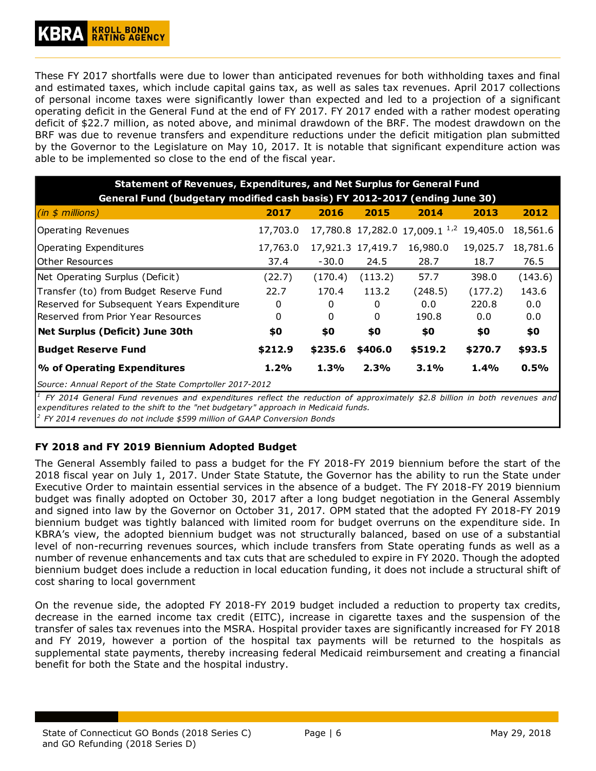These FY 2017 shortfalls were due to lower than anticipated revenues for both withholding taxes and final and estimated taxes, which include capital gains tax, as well as sales tax revenues. April 2017 collections of personal income taxes were significantly lower than expected and led to a projection of a significant operating deficit in the General Fund at the end of FY 2017. FY 2017 ended with a rather modest operating deficit of $22.7 million, as noted above, and minimal drawdown of the BRF. The modest drawdown on the BRF was due to revenue transfers and expenditure reductions under the deficit mitigation plan submitted by the Governor to the Legislature on May 10, 2017. It is notable that significant expenditure action was able to be implemented so close to the end of the fiscal year.

**Statement of Revenues, Expenditures, and Net Surplus for General Fund**
**General Fund (budgetary modified cash basis) FY 2012-2017 (ending June 30)**

| *(in $ millions)* | 2017 | 2016 | 2015 | 2014 | 2013 | 2012 |
|---|---|---|---|---|---|---|
| Operating Revenues | 17,703.0 | 17,780.8 | 17,282.0 | 17,009.1 [1,2] | 19,405.0 | 18,561.6 |
| Operating Expenditures | 17,763.0 | 17,921.3 | 17,419.7 | 16,980.0 | 19,025.7 | 18,781.6 |
| Other Resources | 37.4 | -30.0 | 24.5 | 28.7 | 18.7 | 76.5 |
| Net Operating Surplus (Deficit) | (22.7) | (170.4) | (113.2) | 57.7 | 398.0 | (143.6) |
| Transfer (to) from Budget Reserve Fund | 22.7 | 170.4 | 113.2 | (248.5) | (177.2) | 143.6 |
| Reserved for Subsequent Years Expenditure | 0 | 0 | 0 | 0.0 | 220.8 | 0.0 |
| Reserved from Prior Year Resources | 0 | 0 | 0 | 190.8 | 0.0 | 0.0 |
| **Net Surplus (Deficit) June 30th** | **$0** | **$0** | **$0** | **$0** | **$0** | **$0** |
| **Budget Reserve Fund** | **$212.9** | **$235.6** | **$406.0** | **$519.2** | **$270.7** | **$93.5** |
| **% of Operating Expenditures** | **1.2%** | **1.3%** | **2.3%** | **3.1%** | **1.4%** | **0.5%** |

*Source: Annual Report of the State Comprtoller 2017-2012*

*[1] FY 2014 General Fund revenues and expenditures reflect the reduction of approximately $2.8 billion in both revenues and expenditures related to the shift to the "net budgetary" approach in Medicaid funds.*

*[2] FY 2014 revenues do not include $599 million of GAAP Conversion Bonds*

### FY 2018 and FY 2019 Biennium Adopted Budget

The General Assembly failed to pass a budget for the FY 2018-FY 2019 biennium before the start of the 2018 fiscal year on July 1, 2017. Under State Statute, the Governor has the ability to run the State under Executive Order to maintain essential services in the absence of a budget. The FY 2018-FY 2019 biennium budget was finally adopted on October 30, 2017 after a long budget negotiation in the General Assembly and signed into law by the Governor on October 31, 2017. OPM stated that the adopted FY 2018-FY 2019 biennium budget was tightly balanced with limited room for budget overruns on the expenditure side. In KBRA's view, the adopted biennium budget was not structurally balanced, based on use of a substantial level of non-recurring revenues sources, which include transfers from State operating funds as well as a number of revenue enhancements and tax cuts that are scheduled to expire in FY 2020. Though the adopted biennium budget does include a reduction in local education funding, it does not include a structural shift of cost sharing to local government

On the revenue side, the adopted FY 2018-FY 2019 budget included a reduction to property tax credits, decrease in the earned income tax credit (EITC), increase in cigarette taxes and the suspension of the transfer of sales tax revenues into the MSRA. Hospital provider taxes are significantly increased for FY 2018 and FY 2019, however a portion of the hospital tax payments will be returned to the hospitals as supplemental state payments, thereby increasing federal Medicaid reimbursement and creating a financial benefit for both the State and the hospital industry.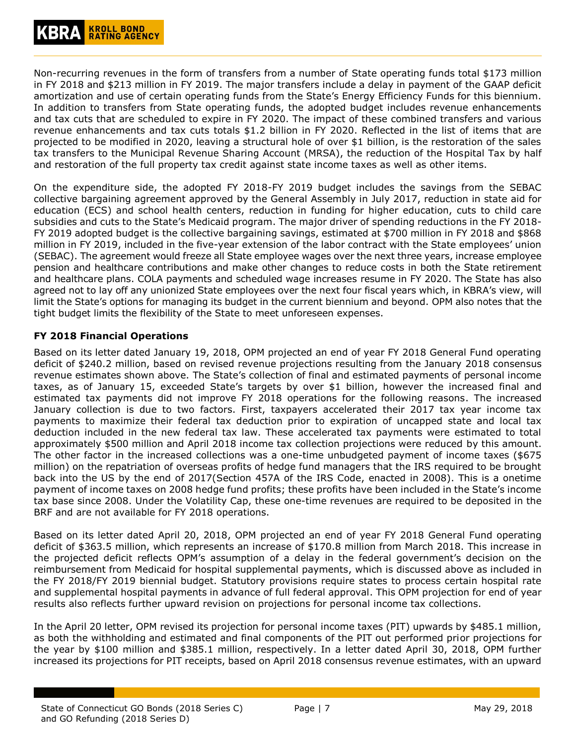Non-recurring revenues in the form of transfers from a number of State operating funds total $173 million in FY 2018 and $213 million in FY 2019. The major transfers include a delay in payment of the GAAP deficit amortization and use of certain operating funds from the State's Energy Efficiency Funds for this biennium. In addition to transfers from State operating funds, the adopted budget includes revenue enhancements and tax cuts that are scheduled to expire in FY 2020. The impact of these combined transfers and various revenue enhancements and tax cuts totals $1.2 billion in FY 2020. Reflected in the list of items that are projected to be modified in 2020, leaving a structural hole of over $1 billion, is the restoration of the sales tax transfers to the Municipal Revenue Sharing Account (MRSA), the reduction of the Hospital Tax by half and restoration of the full property tax credit against state income taxes as well as other items.

On the expenditure side, the adopted FY 2018-FY 2019 budget includes the savings from the SEBAC collective bargaining agreement approved by the General Assembly in July 2017, reduction in state aid for education (ECS) and school health centers, reduction in funding for higher education, cuts to child care subsidies and cuts to the State's Medicaid program. The major driver of spending reductions in the FY 2018-FY 2019 adopted budget is the collective bargaining savings, estimated at $700 million in FY 2018 and $868 million in FY 2019, included in the five-year extension of the labor contract with the State employees' union (SEBAC). The agreement would freeze all State employee wages over the next three years, increase employee pension and healthcare contributions and make other changes to reduce costs in both the State retirement and healthcare plans. COLA payments and scheduled wage increases resume in FY 2020. The State has also agreed not to lay off any unionized State employees over the next four fiscal years which, in KBRA's view, will limit the State's options for managing its budget in the current biennium and beyond. OPM also notes that the tight budget limits the flexibility of the State to meet unforeseen expenses.

**FY 2018 Financial Operations**

Based on its letter dated January 19, 2018, OPM projected an end of year FY 2018 General Fund operating deficit of $240.2 million, based on revised revenue projections resulting from the January 2018 consensus revenue estimates shown above. The State's collection of final and estimated payments of personal income taxes, as of January 15, exceeded State's targets by over $1 billion, however the increased final and estimated tax payments did not improve FY 2018 operations for the following reasons. The increased January collection is due to two factors. First, taxpayers accelerated their 2017 tax year income tax payments to maximize their federal tax deduction prior to expiration of uncapped state and local tax deduction included in the new federal tax law. These accelerated tax payments were estimated to total approximately $500 million and April 2018 income tax collection projections were reduced by this amount. The other factor in the increased collections was a one-time unbudgeted payment of income taxes ($675 million) on the repatriation of overseas profits of hedge fund managers that the IRS required to be brought back into the US by the end of 2017(Section 457A of the IRS Code, enacted in 2008). This is a onetime payment of income taxes on 2008 hedge fund profits; these profits have been included in the State's income tax base since 2008. Under the Volatility Cap, these one-time revenues are required to be deposited in the BRF and are not available for FY 2018 operations.

Based on its letter dated April 20, 2018, OPM projected an end of year FY 2018 General Fund operating deficit of $363.5 million, which represents an increase of $170.8 million from March 2018. This increase in the projected deficit reflects OPM's assumption of a delay in the federal government's decision on the reimbursement from Medicaid for hospital supplemental payments, which is discussed above as included in the FY 2018/FY 2019 biennial budget. Statutory provisions require states to process certain hospital rate and supplemental hospital payments in advance of full federal approval. This OPM projection for end of year results also reflects further upward revision on projections for personal income tax collections.

In the April 20 letter, OPM revised its projection for personal income taxes (PIT) upwards by $485.1 million, as both the withholding and estimated and final components of the PIT out performed prior projections for the year by $100 million and $385.1 million, respectively. In a letter dated April 30, 2018, OPM further increased its projections for PIT receipts, based on April 2018 consensus revenue estimates, with an upward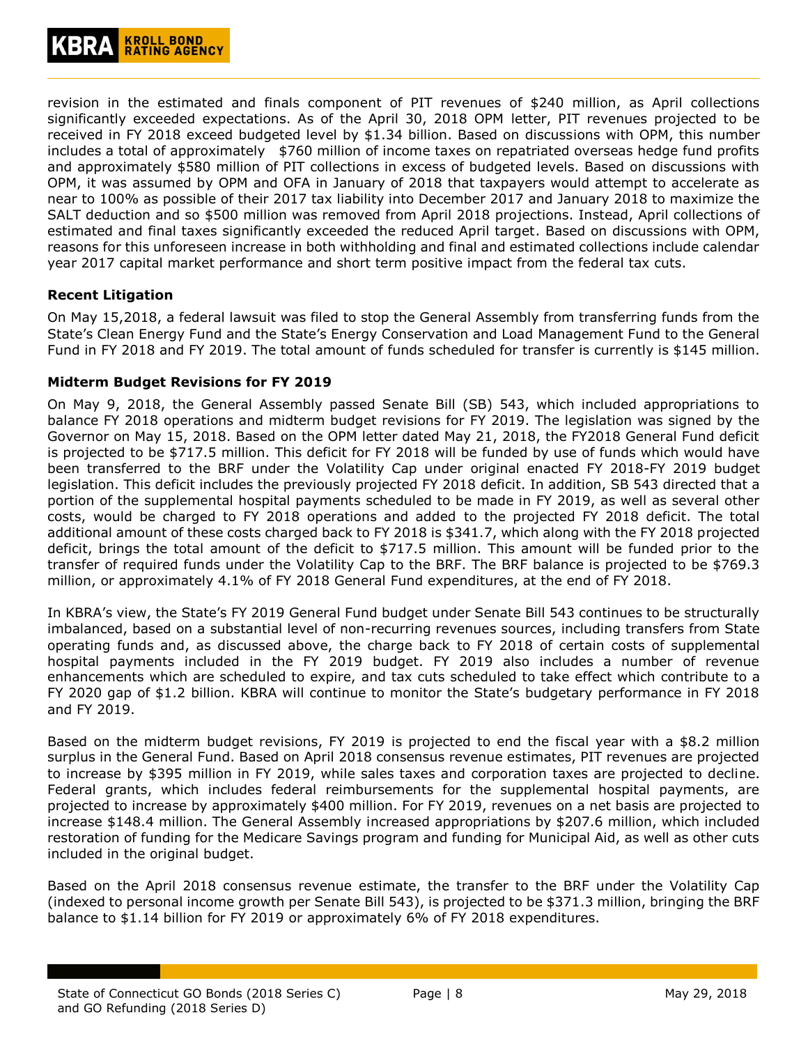revision in the estimated and finals component of PIT revenues of $240 million, as April collections significantly exceeded expectations. As of the April 30, 2018 OPM letter, PIT revenues projected to be received in FY 2018 exceed budgeted level by $1.34 billion. Based on discussions with OPM, this number includes a total of approximately $760 million of income taxes on repatriated overseas hedge fund profits and approximately $580 million of PIT collections in excess of budgeted levels. Based on discussions with OPM, it was assumed by OPM and OFA in January of 2018 that taxpayers would attempt to accelerate as near to 100% as possible of their 2017 tax liability into December 2017 and January 2018 to maximize the SALT deduction and so $500 million was removed from April 2018 projections. Instead, April collections of estimated and final taxes significantly exceeded the reduced April target. Based on discussions with OPM, reasons for this unforeseen increase in both withholding and final and estimated collections include calendar year 2017 capital market performance and short term positive impact from the federal tax cuts.

**Recent Litigation**

On May 15,2018, a federal lawsuit was filed to stop the General Assembly from transferring funds from the State's Clean Energy Fund and the State's Energy Conservation and Load Management Fund to the General Fund in FY 2018 and FY 2019. The total amount of funds scheduled for transfer is currently is $145 million.

**Midterm Budget Revisions for FY 2019**

On May 9, 2018, the General Assembly passed Senate Bill (SB) 543, which included appropriations to balance FY 2018 operations and midterm budget revisions for FY 2019. The legislation was signed by the Governor on May 15, 2018. Based on the OPM letter dated May 21, 2018, the FY2018 General Fund deficit is projected to be $717.5 million. This deficit for FY 2018 will be funded by use of funds which would have been transferred to the BRF under the Volatility Cap under original enacted FY 2018-FY 2019 budget legislation. This deficit includes the previously projected FY 2018 deficit. In addition, SB 543 directed that a portion of the supplemental hospital payments scheduled to be made in FY 2019, as well as several other costs, would be charged to FY 2018 operations and added to the projected FY 2018 deficit. The total additional amount of these costs charged back to FY 2018 is $341.7, which along with the FY 2018 projected deficit, brings the total amount of the deficit to $717.5 million. This amount will be funded prior to the transfer of required funds under the Volatility Cap to the BRF. The BRF balance is projected to be $769.3 million, or approximately 4.1% of FY 2018 General Fund expenditures, at the end of FY 2018.

In KBRA's view, the State's FY 2019 General Fund budget under Senate Bill 543 continues to be structurally imbalanced, based on a substantial level of non-recurring revenues sources, including transfers from State operating funds and, as discussed above, the charge back to FY 2018 of certain costs of supplemental hospital payments included in the FY 2019 budget. FY 2019 also includes a number of revenue enhancements which are scheduled to expire, and tax cuts scheduled to take effect which contribute to a FY 2020 gap of $1.2 billion. KBRA will continue to monitor the State's budgetary performance in FY 2018 and FY 2019.

Based on the midterm budget revisions, FY 2019 is projected to end the fiscal year with a $8.2 million surplus in the General Fund. Based on April 2018 consensus revenue estimates, PIT revenues are projected to increase by $395 million in FY 2019, while sales taxes and corporation taxes are projected to decline. Federal grants, which includes federal reimbursements for the supplemental hospital payments, are projected to increase by approximately $400 million. For FY 2019, revenues on a net basis are projected to increase $148.4 million. The General Assembly increased appropriations by $207.6 million, which included restoration of funding for the Medicare Savings program and funding for Municipal Aid, as well as other cuts included in the original budget.

Based on the April 2018 consensus revenue estimate, the transfer to the BRF under the Volatility Cap (indexed to personal income growth per Senate Bill 543), is projected to be $371.3 million, bringing the BRF balance to $1.14 billion for FY 2019 or approximately 6% of FY 2018 expenditures.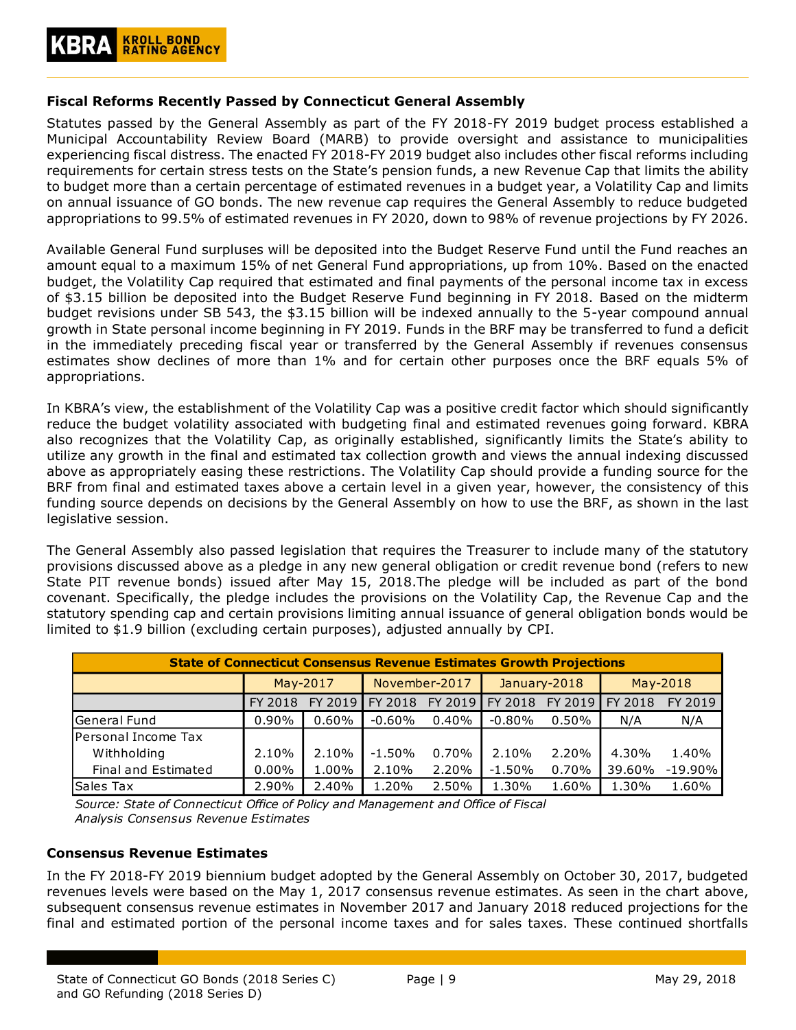### Fiscal Reforms Recently Passed by Connecticut General Assembly

Statutes passed by the General Assembly as part of the FY 2018-FY 2019 budget process established a Municipal Accountability Review Board (MARB) to provide oversight and assistance to municipalities experiencing fiscal distress. The enacted FY 2018-FY 2019 budget also includes other fiscal reforms including requirements for certain stress tests on the State's pension funds, a new Revenue Cap that limits the ability to budget more than a certain percentage of estimated revenues in a budget year, a Volatility Cap and limits on annual issuance of GO bonds. The new revenue cap requires the General Assembly to reduce budgeted appropriations to 99.5% of estimated revenues in FY 2020, down to 98% of revenue projections by FY 2026.

Available General Fund surpluses will be deposited into the Budget Reserve Fund until the Fund reaches an amount equal to a maximum 15% of net General Fund appropriations, up from 10%. Based on the enacted budget, the Volatility Cap required that estimated and final payments of the personal income tax in excess of $3.15 billion be deposited into the Budget Reserve Fund beginning in FY 2018. Based on the midterm budget revisions under SB 543, the $3.15 billion will be indexed annually to the 5-year compound annual growth in State personal income beginning in FY 2019. Funds in the BRF may be transferred to fund a deficit in the immediately preceding fiscal year or transferred by the General Assembly if revenues consensus estimates show declines of more than 1% and for certain other purposes once the BRF equals 5% of appropriations.

In KBRA's view, the establishment of the Volatility Cap was a positive credit factor which should significantly reduce the budget volatility associated with budgeting final and estimated revenues going forward. KBRA also recognizes that the Volatility Cap, as originally established, significantly limits the State's ability to utilize any growth in the final and estimated tax collection growth and views the annual indexing discussed above as appropriately easing these restrictions. The Volatility Cap should provide a funding source for the BRF from final and estimated taxes above a certain level in a given year, however, the consistency of this funding source depends on decisions by the General Assembly on how to use the BRF, as shown in the last legislative session.

The General Assembly also passed legislation that requires the Treasurer to include many of the statutory provisions discussed above as a pledge in any new general obligation or credit revenue bond (refers to new State PIT revenue bonds) issued after May 15, 2018.The pledge will be included as part of the bond covenant. Specifically, the pledge includes the provisions on the Volatility Cap, the Revenue Cap and the statutory spending cap and certain provisions limiting annual issuance of general obligation bonds would be limited to $1.9 billion (excluding certain purposes), adjusted annually by CPI.

| State of Connecticut Consensus Revenue Estimates Growth Projections | | | | | | | | |
|---|---|---|---|---|---|---|---|---|
| | May-2017 | | November-2017 | | January-2018 | | May-2018 | |
| | FY 2018 | FY 2019 | FY 2018 | FY 2019 | FY 2018 | FY 2019 | FY 2018 | FY 2019 |
| General Fund | 0.90% | 0.60% | -0.60% | 0.40% | -0.80% | 0.50% | N/A | N/A |
| Personal Income Tax | | | | | | | | |
| Withholding | 2.10% | 2.10% | -1.50% | 0.70% | 2.10% | 2.20% | 4.30% | 1.40% |
| Final and Estimated | 0.00% | 1.00% | 2.10% | 2.20% | -1.50% | 0.70% | 39.60% | -19.90% |
| Sales Tax | 2.90% | 2.40% | 1.20% | 2.50% | 1.30% | 1.60% | 1.30% | 1.60% |

*Source: State of Connecticut Office of Policy and Management and Office of Fiscal Analysis Consensus Revenue Estimates*

### Consensus Revenue Estimates

In the FY 2018-FY 2019 biennium budget adopted by the General Assembly on October 30, 2017, budgeted revenues levels were based on the May 1, 2017 consensus revenue estimates. As seen in the chart above, subsequent consensus revenue estimates in November 2017 and January 2018 reduced projections for the final and estimated portion of the personal income taxes and for sales taxes. These continued shortfalls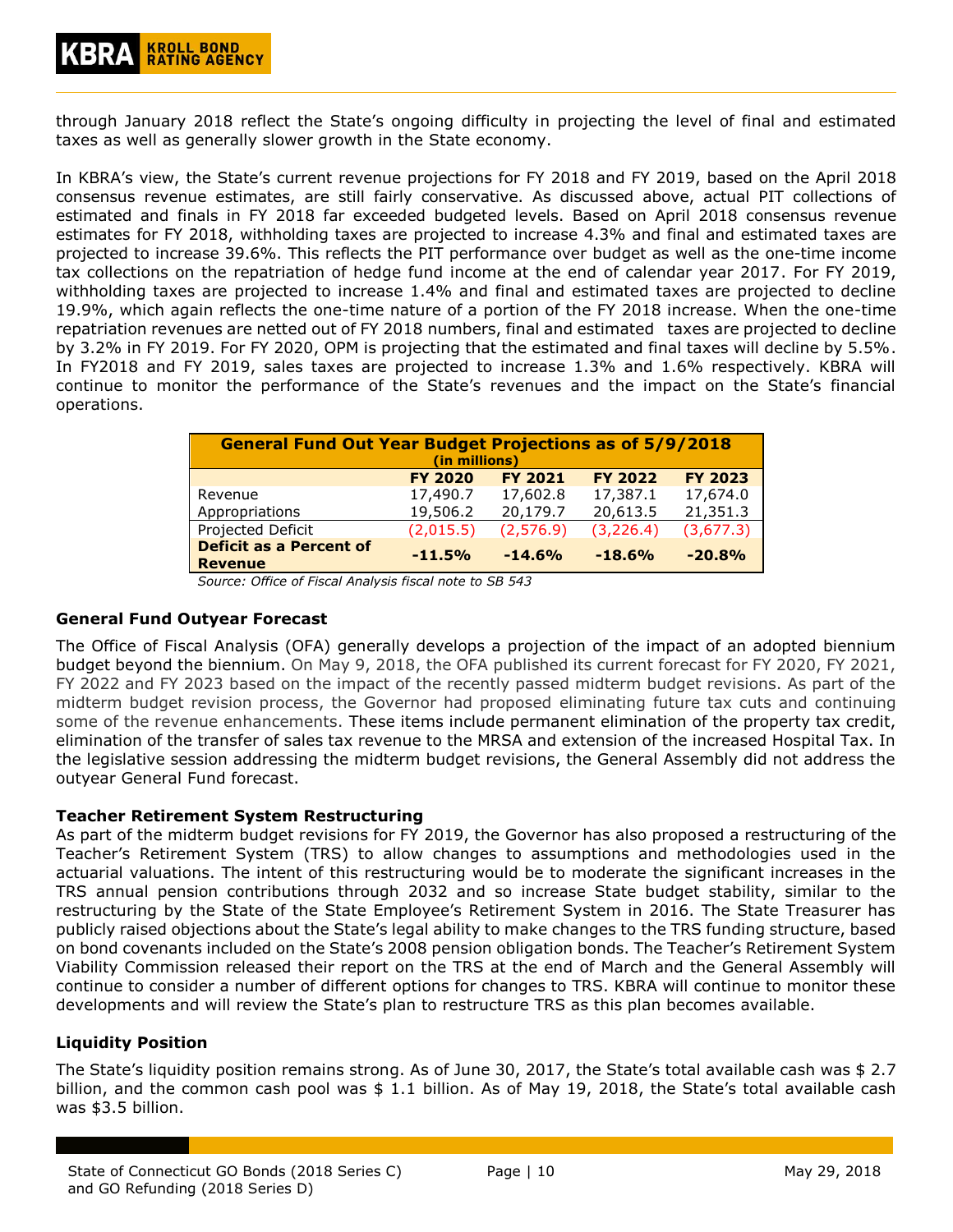through January 2018 reflect the State's ongoing difficulty in projecting the level of final and estimated taxes as well as generally slower growth in the State economy.

In KBRA's view, the State's current revenue projections for FY 2018 and FY 2019, based on the April 2018 consensus revenue estimates, are still fairly conservative. As discussed above, actual PIT collections of estimated and finals in FY 2018 far exceeded budgeted levels. Based on April 2018 consensus revenue estimates for FY 2018, withholding taxes are projected to increase 4.3% and final and estimated taxes are projected to increase 39.6%. This reflects the PIT performance over budget as well as the one-time income tax collections on the repatriation of hedge fund income at the end of calendar year 2017. For FY 2019, withholding taxes are projected to increase 1.4% and final and estimated taxes are projected to decline 19.9%, which again reflects the one-time nature of a portion of the FY 2018 increase. When the one-time repatriation revenues are netted out of FY 2018 numbers, final and estimated taxes are projected to decline by 3.2% in FY 2019. For FY 2020, OPM is projecting that the estimated and final taxes will decline by 5.5%. In FY2018 and FY 2019, sales taxes are projected to increase 1.3% and 1.6% respectively. KBRA will continue to monitor the performance of the State's revenues and the impact on the State's financial operations.

| General Fund Out Year Budget Projections as of 5/9/2018 (in millions) | | | | |
|---|---|---|---|---|
| | **FY 2020** | **FY 2021** | **FY 2022** | **FY 2023** |
| Revenue | 17,490.7 | 17,602.8 | 17,387.1 | 17,674.0 |
| Appropriations | 19,506.2 | 20,179.7 | 20,613.5 | 21,351.3 |
| Projected Deficit | (2,015.5) | (2,576.9) | (3,226.4) | (3,677.3) |
| **Deficit as a Percent of Revenue** | **-11.5%** | **-14.6%** | **-18.6%** | **-20.8%** |

*Source: Office of Fiscal Analysis fiscal note to SB 543*

### General Fund Outyear Forecast

The Office of Fiscal Analysis (OFA) generally develops a projection of the impact of an adopted biennium budget beyond the biennium. On May 9, 2018, the OFA published its current forecast for FY 2020, FY 2021, FY 2022 and FY 2023 based on the impact of the recently passed midterm budget revisions. As part of the midterm budget revision process, the Governor had proposed eliminating future tax cuts and continuing some of the revenue enhancements. These items include permanent elimination of the property tax credit, elimination of the transfer of sales tax revenue to the MRSA and extension of the increased Hospital Tax. In the legislative session addressing the midterm budget revisions, the General Assembly did not address the outyear General Fund forecast.

### Teacher Retirement System Restructuring

As part of the midterm budget revisions for FY 2019, the Governor has also proposed a restructuring of the Teacher's Retirement System (TRS) to allow changes to assumptions and methodologies used in the actuarial valuations. The intent of this restructuring would be to moderate the significant increases in the TRS annual pension contributions through 2032 and so increase State budget stability, similar to the restructuring by the State of the State Employee's Retirement System in 2016. The State Treasurer has publicly raised objections about the State's legal ability to make changes to the TRS funding structure, based on bond covenants included on the State's 2008 pension obligation bonds. The Teacher's Retirement System Viability Commission released their report on the TRS at the end of March and the General Assembly will continue to consider a number of different options for changes to TRS. KBRA will continue to monitor these developments and will review the State's plan to restructure TRS as this plan becomes available.

### Liquidity Position

The State's liquidity position remains strong. As of June 30, 2017, the State's total available cash was $ 2.7 billion, and the common cash pool was $ 1.1 billion. As of May 19, 2018, the State's total available cash was $3.5 billion.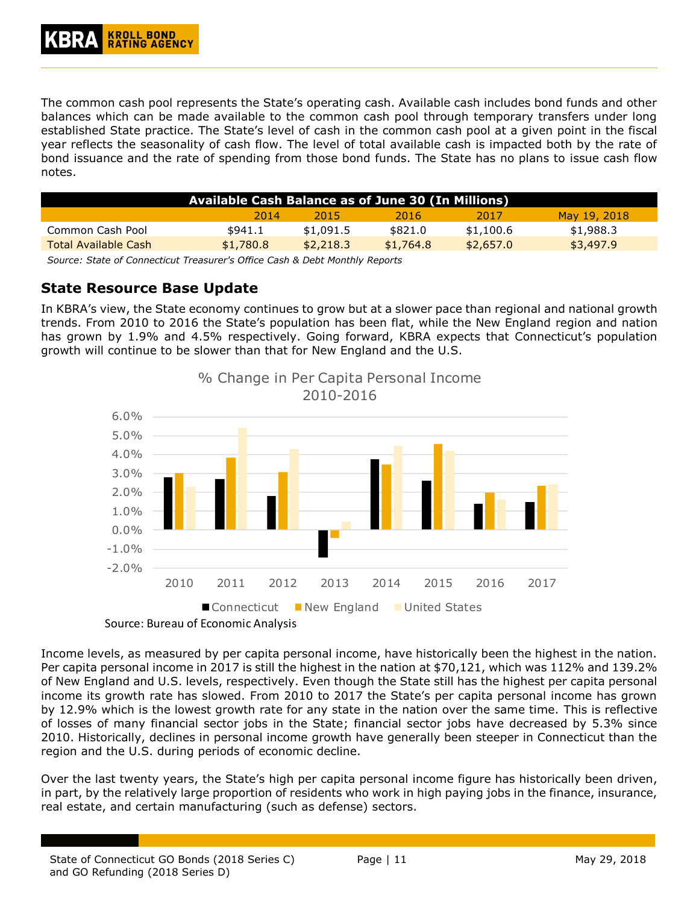The common cash pool represents the State's operating cash. Available cash includes bond funds and other balances which can be made available to the common cash pool through temporary transfers under long established State practice. The State's level of cash in the common cash pool at a given point in the fiscal year reflects the seasonality of cash flow. The level of total available cash is impacted both by the rate of bond issuance and the rate of spending from those bond funds. The State has no plans to issue cash flow notes.

| Available Cash Balance as of June 30 (In Millions) | | | | | |
|---|---|---|---|---|---|
| | 2014 | 2015 | 2016 | 2017 | May 19, 2018 |
| Common Cash Pool | $941.1 | $1,091.5 | $821.0 | $1,100.6 | $1,988.3 |
| Total Available Cash | $1,780.8 | $2,218.3 | $1,764.8 | $2,657.0 | $3,497.9 |

*Source: State of Connecticut Treasurer's Office Cash & Debt Monthly Reports*

## State Resource Base Update

In KBRA's view, the State economy continues to grow but at a slower pace than regional and national growth trends. From 2010 to 2016 the State's population has been flat, while the New England region and nation has grown by 1.9% and 4.5% respectively. Going forward, KBRA expects that Connecticut's population growth will continue to be slower than that for New England and the U.S.

**% Change in Per Capita Personal Income 2010-2016**

(Chart: Connecticut, New England, United States; years 2010–2017)

Source: Bureau of Economic Analysis

Income levels, as measured by per capita personal income, have historically been the highest in the nation. Per capita personal income in 2017 is still the highest in the nation at $70,121, which was 112% and 139.2% of New England and U.S. levels, respectively. Even though the State still has the highest per capita personal income its growth rate has slowed. From 2010 to 2017 the State's per capita personal income has grown by 12.9% which is the lowest growth rate for any state in the nation over the same time. This is reflective of losses of many financial sector jobs in the State; financial sector jobs have decreased by 5.3% since 2010. Historically, declines in personal income growth have generally been steeper in Connecticut than the region and the U.S. during periods of economic decline.

Over the last twenty years, the State's high per capita personal income figure has historically been driven, in part, by the relatively large proportion of residents who work in high paying jobs in the finance, insurance, real estate, and certain manufacturing (such as defense) sectors.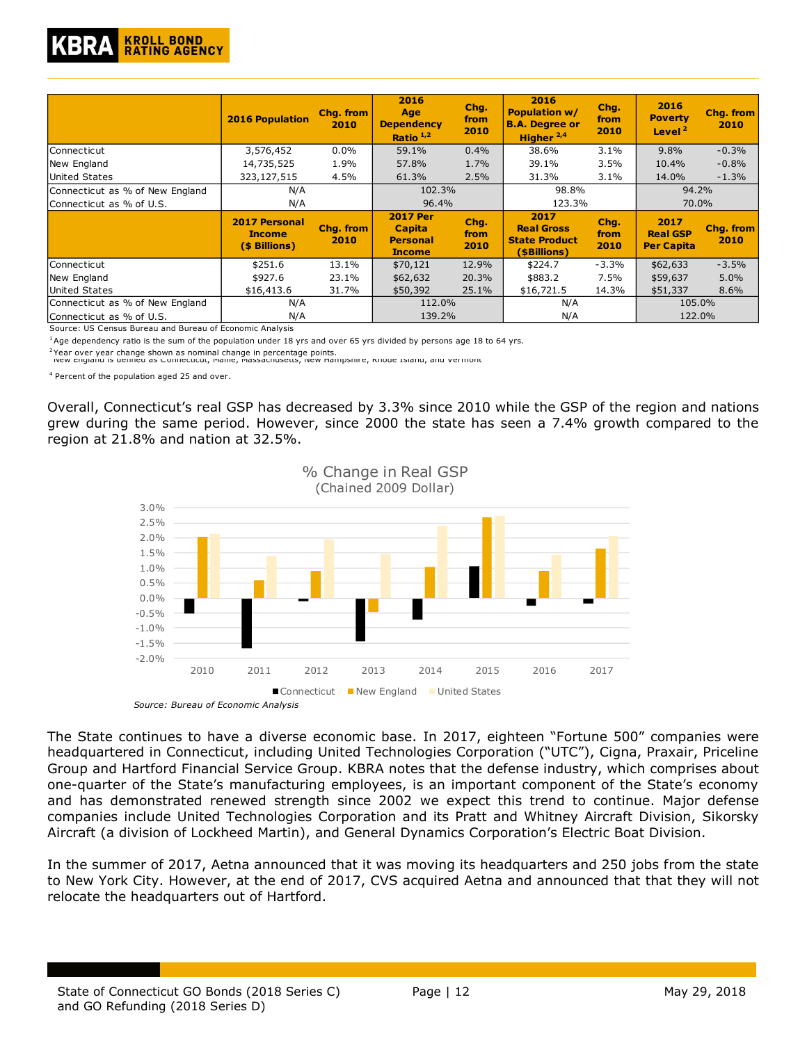| | 2016 Population | Chg. from 2010 | 2016 Age Dependency Ratio [1,2] | Chg. from 2010 | 2016 Population w/ B.A. Degree or Higher [2,4] | Chg. from 2010 | 2016 Poverty Level [2] | Chg. from 2010 |
|---|---|---|---|---|---|---|---|---|
| Connecticut | 3,576,452 | 0.0% | 59.1% | 0.4% | 38.6% | 3.1% | 9.8% | -0.3% |
| New England | 14,735,525 | 1.9% | 57.8% | 1.7% | 39.1% | 3.5% | 10.4% | -0.8% |
| United States | 323,127,515 | 4.5% | 61.3% | 2.5% | 31.3% | 3.1% | 14.0% | -1.3% |
| Connecticut as % of New England | N/A | | 102.3% | | 98.8% | | 94.2% | |
| Connecticut as % of U.S. | N/A | | 96.4% | | 123.3% | | 70.0% | |
| | **2017 Personal Income ($ Billions)** | **Chg. from 2010** | **2017 Per Capita Personal Income** | **Chg. from 2010** | **2017 Real Gross State Product ($Billions)** | **Chg. from 2010** | **2017 Real GSP Per Capita** | **Chg. from 2010** |
| Connecticut | $251.6 | 13.1% | $70,121 | 12.9% | $224.7 | -3.3% | $62,633 | -3.5% |
| New England | $927.6 | 23.1% | $62,632 | 20.3% | $883.2 | 7.5% | $59,637 | 5.0% |
| United States | $16,413.6 | 31.7% | $50,392 | 25.1% | $16,721.5 | 14.3% | $51,337 | 8.6% |
| Connecticut as % of New England | N/A | | 112.0% | | N/A | | 105.0% | |
| Connecticut as % of U.S. | N/A | | 139.2% | | N/A | | 122.0% | |

Source: US Census Bureau and Bureau of Economic Analysis

[1] Age dependency ratio is the sum of the population under 18 yrs and over 65 yrs divided by persons age 18 to 64 yrs.

[2] Year over year change shown as nominal change in percentage points.

[3] New England is defined as Connecticut, Maine, Massachusetts, New Hampshire, Rhode Island, and Vermont

[4] Percent of the population aged 25 and over.

Overall, Connecticut's real GSP has decreased by 3.3% since 2010 while the GSP of the region and nations grew during the same period. However, since 2000 the state has seen a 7.4% growth compared to the region at 21.8% and nation at 32.5%.

% Change in Real GSP
(Chained 2009 Dollar)

*Source: Bureau of Economic Analysis*

The State continues to have a diverse economic base. In 2017, eighteen "Fortune 500" companies were headquartered in Connecticut, including United Technologies Corporation ("UTC"), Cigna, Praxair, Priceline Group and Hartford Financial Service Group. KBRA notes that the defense industry, which comprises about one-quarter of the State's manufacturing employees, is an important component of the State's economy and has demonstrated renewed strength since 2002 we expect this trend to continue. Major defense companies include United Technologies Corporation and its Pratt and Whitney Aircraft Division, Sikorsky Aircraft (a division of Lockheed Martin), and General Dynamics Corporation's Electric Boat Division.

In the summer of 2017, Aetna announced that it was moving its headquarters and 250 jobs from the state to New York City. However, at the end of 2017, CVS acquired Aetna and announced that that they will not relocate the headquarters out of Hartford.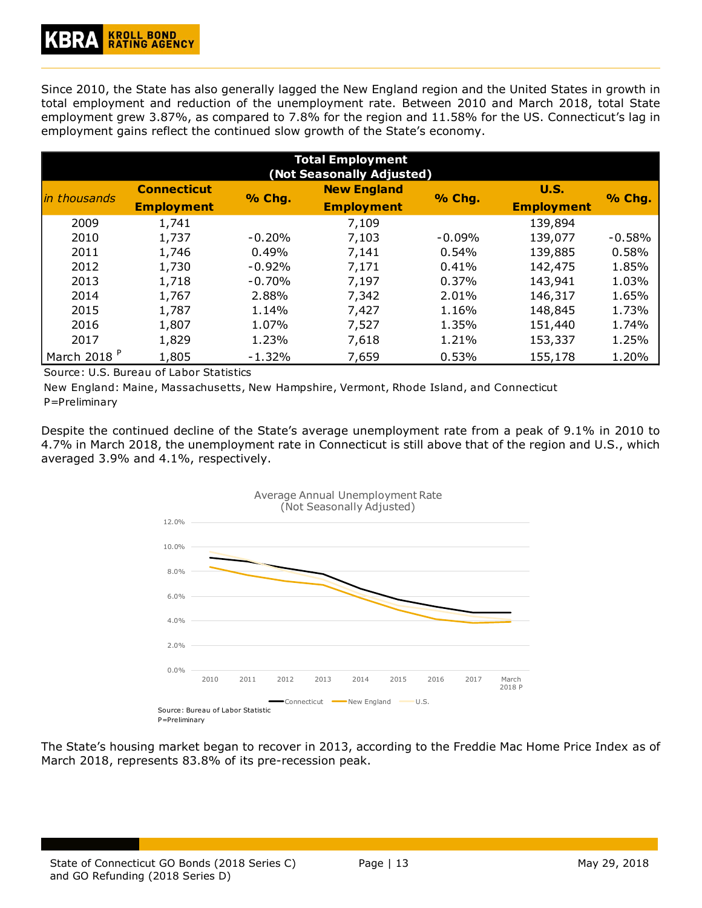Since 2010, the State has also generally lagged the New England region and the United States in growth in total employment and reduction of the unemployment rate. Between 2010 and March 2018, total State employment grew 3.87%, as compared to 7.8% for the region and 11.58% for the US. Connecticut's lag in employment gains reflect the continued slow growth of the State's economy.

| Total Employment (Not Seasonally Adjusted) | | | | | | |
|---|---|---|---|---|---|---|
| *in thousands* | **Connecticut Employment** | **% Chg.** | **New England Employment** | **% Chg.** | **U.S. Employment** | **% Chg.** |
| 2009 | 1,741 | | 7,109 | | 139,894 | |
| 2010 | 1,737 | -0.20% | 7,103 | -0.09% | 139,077 | -0.58% |
| 2011 | 1,746 | 0.49% | 7,141 | 0.54% | 139,885 | 0.58% |
| 2012 | 1,730 | -0.92% | 7,171 | 0.41% | 142,475 | 1.85% |
| 2013 | 1,718 | -0.70% | 7,197 | 0.37% | 143,941 | 1.03% |
| 2014 | 1,767 | 2.88% | 7,342 | 2.01% | 146,317 | 1.65% |
| 2015 | 1,787 | 1.14% | 7,427 | 1.16% | 148,845 | 1.73% |
| 2016 | 1,807 | 1.07% | 7,527 | 1.35% | 151,440 | 1.74% |
| 2017 | 1,829 | 1.23% | 7,618 | 1.21% | 153,337 | 1.25% |
| March 2018 P | 1,805 | -1.32% | 7,659 | 0.53% | 155,178 | 1.20% |

Source: U.S. Bureau of Labor Statistics

New England: Maine, Massachusetts, New Hampshire, Vermont, Rhode Island, and Connecticut

P=Preliminary

Despite the continued decline of the State's average unemployment rate from a peak of 9.1% in 2010 to 4.7% in March 2018, the unemployment rate in Connecticut is still above that of the region and U.S., which averaged 3.9% and 4.1%, respectively.

Average Annual Unemployment Rate (Not Seasonally Adjusted)

Source: Bureau of Labor Statistic

P=Preliminary

The State's housing market began to recover in 2013, according to the Freddie Mac Home Price Index as of March 2018, represents 83.8% of its pre-recession peak.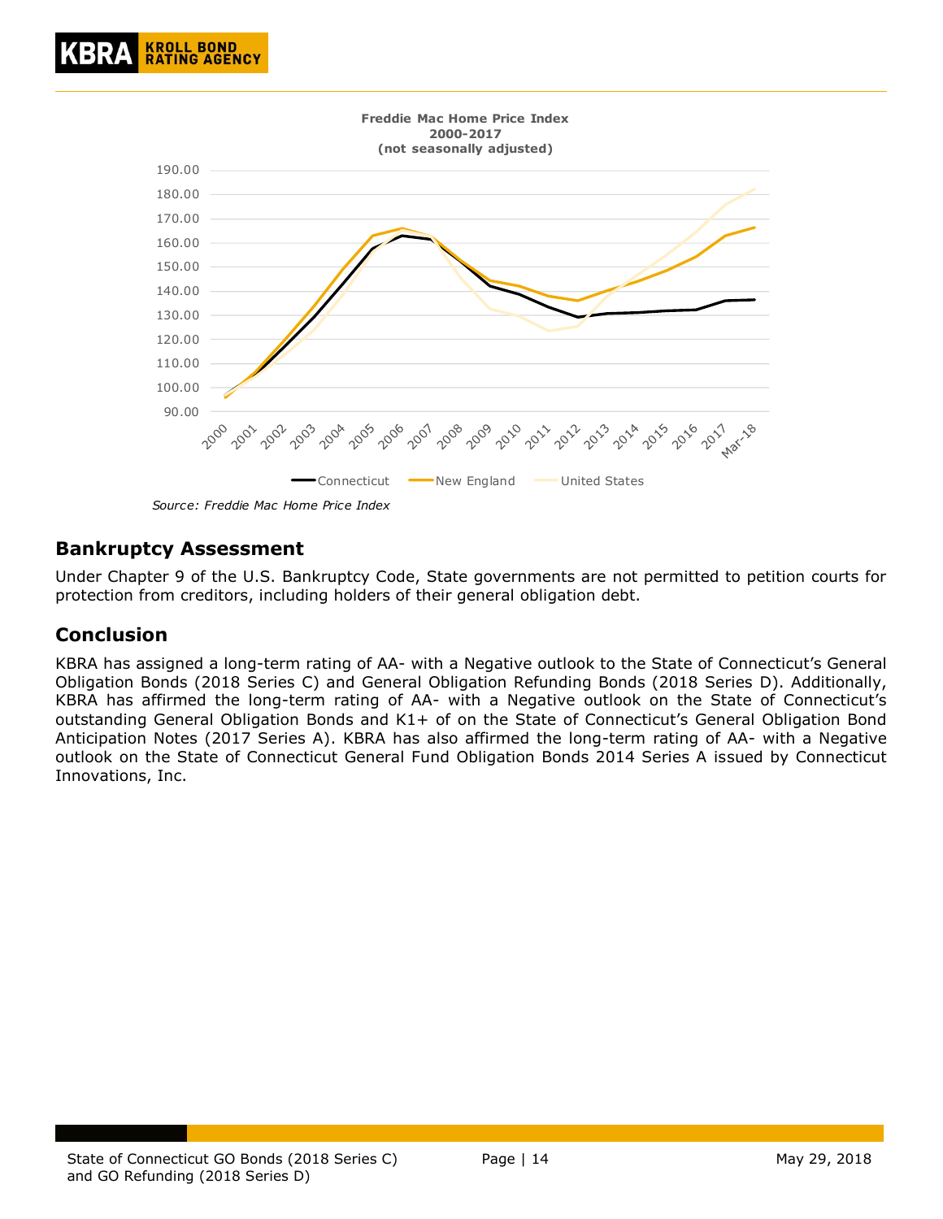**Freddie Mac Home Price Index**
**2000-2017**
**(not seasonally adjusted)**

*Source: Freddie Mac Home Price Index*

## Bankruptcy Assessment

Under Chapter 9 of the U.S. Bankruptcy Code, State governments are not permitted to petition courts for protection from creditors, including holders of their general obligation debt.

## Conclusion

KBRA has assigned a long-term rating of AA- with a Negative outlook to the State of Connecticut's General Obligation Bonds (2018 Series C) and General Obligation Refunding Bonds (2018 Series D). Additionally, KBRA has affirmed the long-term rating of AA- with a Negative outlook on the State of Connecticut's outstanding General Obligation Bonds and K1+ of on the State of Connecticut's General Obligation Bond Anticipation Notes (2017 Series A). KBRA has also affirmed the long-term rating of AA- with a Negative outlook on the State of Connecticut General Fund Obligation Bonds 2014 Series A issued by Connecticut Innovations, Inc.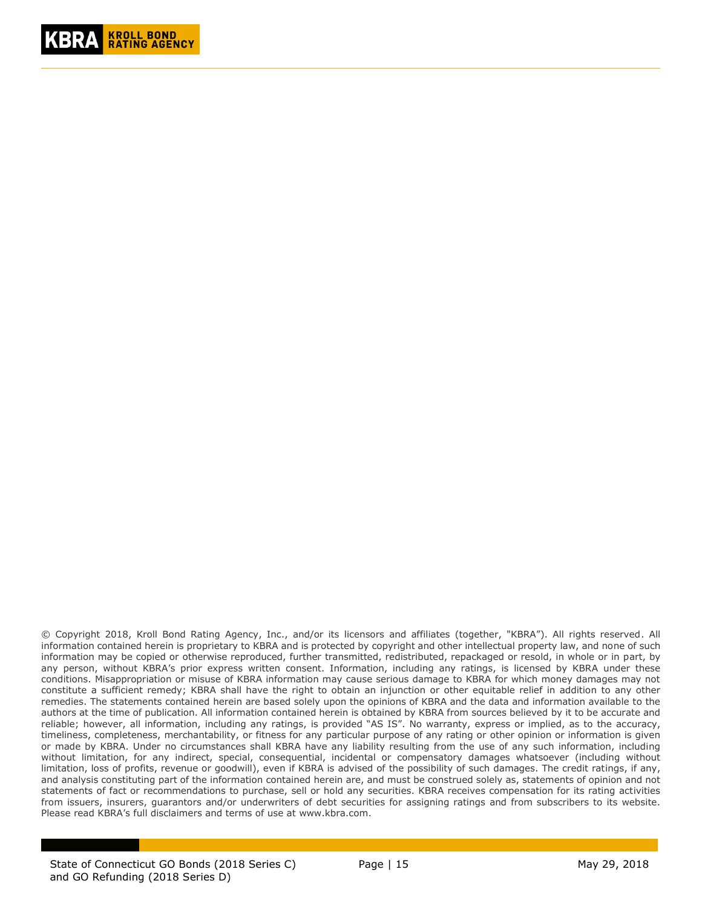© Copyright 2018, Kroll Bond Rating Agency, Inc., and/or its licensors and affiliates (together, "KBRA"). All rights reserved. All information contained herein is proprietary to KBRA and is protected by copyright and other intellectual property law, and none of such information may be copied or otherwise reproduced, further transmitted, redistributed, repackaged or resold, in whole or in part, by any person, without KBRA's prior express written consent. Information, including any ratings, is licensed by KBRA under these conditions. Misappropriation or misuse of KBRA information may cause serious damage to KBRA for which money damages may not constitute a sufficient remedy; KBRA shall have the right to obtain an injunction or other equitable relief in addition to any other remedies. The statements contained herein are based solely upon the opinions of KBRA and the data and information available to the authors at the time of publication. All information contained herein is obtained by KBRA from sources believed by it to be accurate and reliable; however, all information, including any ratings, is provided "AS IS". No warranty, express or implied, as to the accuracy, timeliness, completeness, merchantability, or fitness for any particular purpose of any rating or other opinion or information is given or made by KBRA. Under no circumstances shall KBRA have any liability resulting from the use of any such information, including without limitation, for any indirect, special, consequential, incidental or compensatory damages whatsoever (including without limitation, loss of profits, revenue or goodwill), even if KBRA is advised of the possibility of such damages. The credit ratings, if any, and analysis constituting part of the information contained herein are, and must be construed solely as, statements of opinion and not statements of fact or recommendations to purchase, sell or hold any securities. KBRA receives compensation for its rating activities from issuers, insurers, guarantors and/or underwriters of debt securities for assigning ratings and from subscribers to its website. Please read KBRA's full disclaimers and terms of use at www.kbra.com.